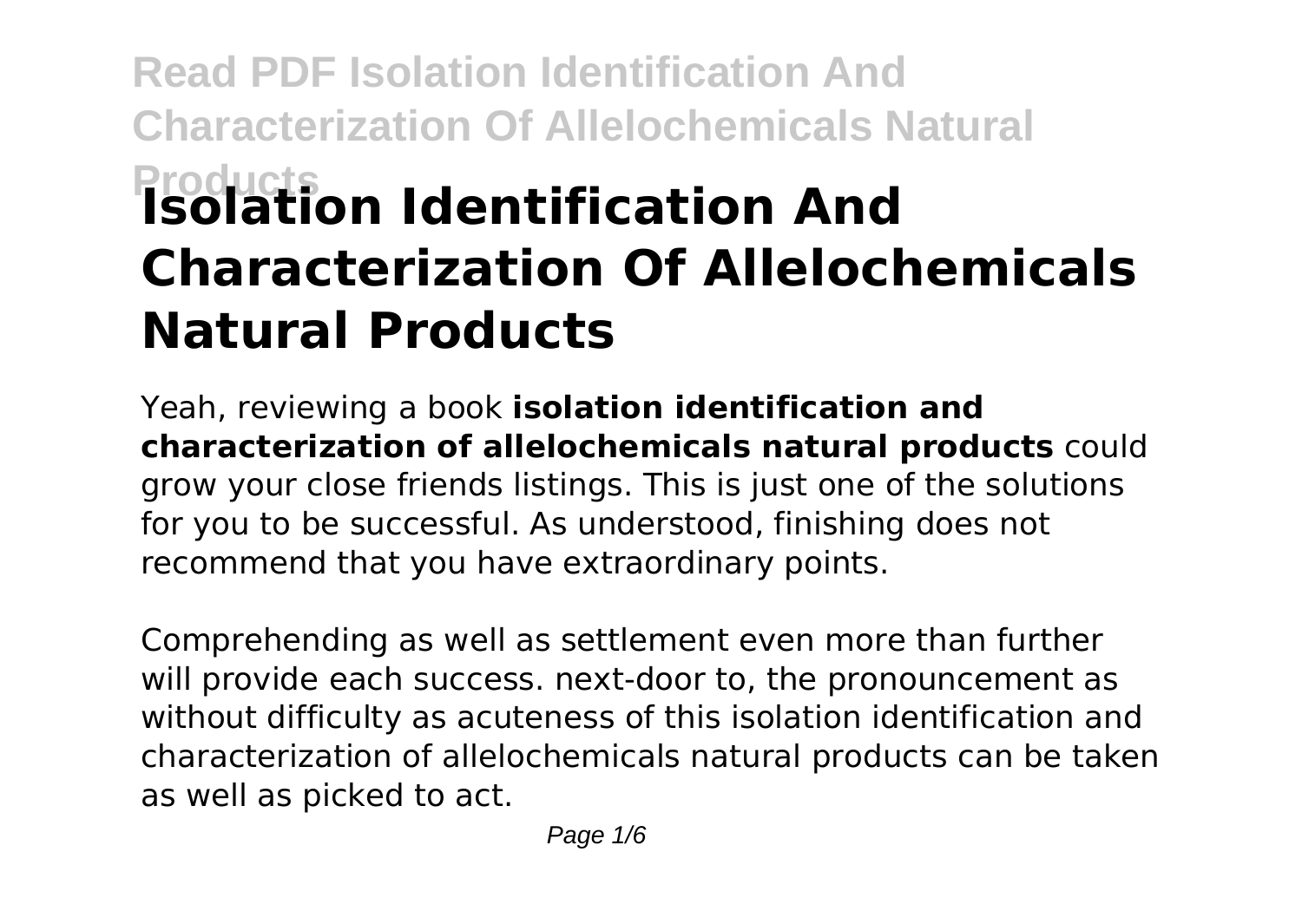# Isolation Identification And Characterization Of Allelochemicals Natural Products

Yeah, reviewing a book **isolation identification and characterization of allelochemicals natural products** could grow your close friends listings. This is just one of the solutions for you to be successful. As understood, finishing does not recommend that you have extraordinary points.

Comprehending as well as settlement even more than further will provide each success. next-door to, the pronouncement as without difficulty as acuteness of this isolation identification and characterization of allelochemicals natural products can be taken as well as picked to act.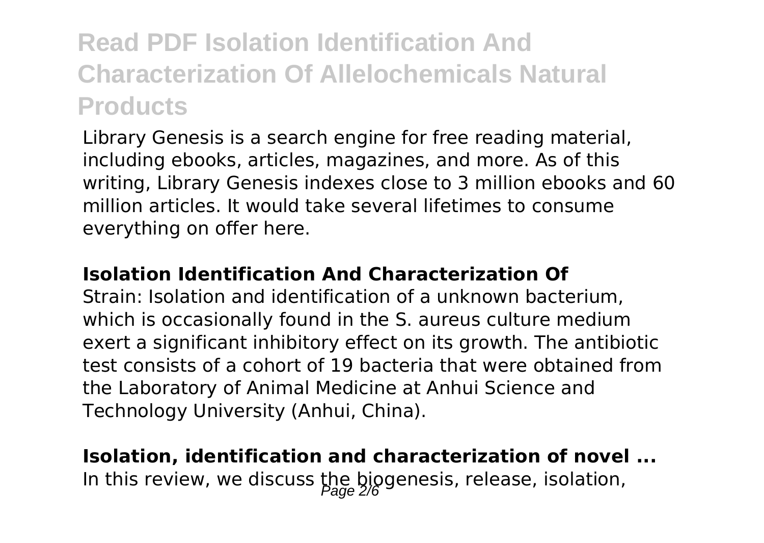Library Genesis is a search engine for free reading material, including ebooks, articles, magazines, and more. As of this writing, Library Genesis indexes close to 3 million ebooks and 60 million articles. It would take several lifetimes to consume everything on offer here.

## Isolation Identification And Characterization Of

Strain: Isolation and identification of a unknown bacterium, which is occasionally found in the S. aureus culture medium exert a significant inhibitory effect on its growth. The antibiotic test consists of a cohort of 19 bacteria that were obtained from the Laboratory of Animal Medicine at Anhui Science and Technology University (Anhui, China).

## Isolation, identification and characterization of novel ...

In this review, we discuss the biogenesis, release, isolation,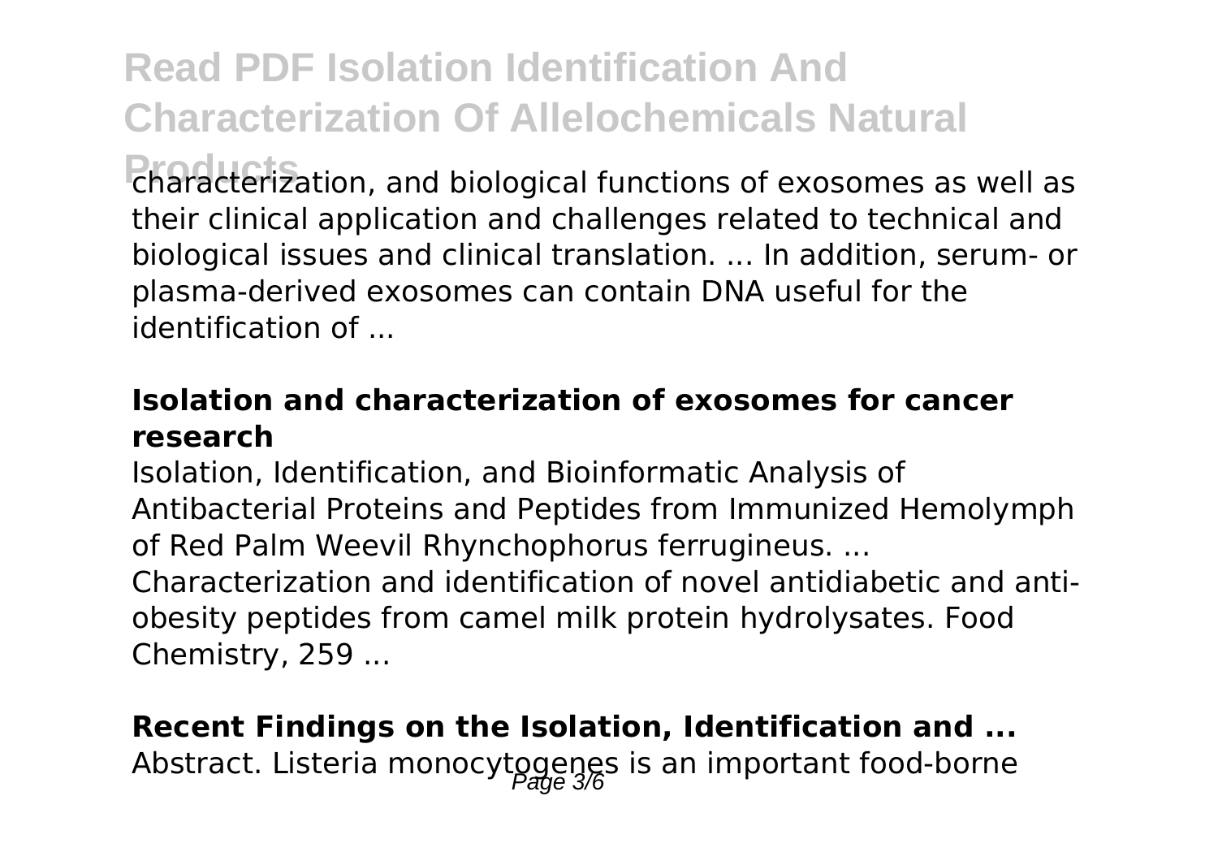characterization, and biological functions of exosomes as well as their clinical application and challenges related to technical and biological issues and clinical translation. ... In addition, serum- or plasma-derived exosomes can contain DNA useful for the identification of ...

**Isolation and characterization of exosomes for cancer research**

Isolation, Identification, and Bioinformatic Analysis of Antibacterial Proteins and Peptides from Immunized Hemolymph of Red Palm Weevil Rhynchophorus ferrugineus. ... Characterization and identification of novel antidiabetic and anti-obesity peptides from camel milk protein hydrolysates. Food Chemistry, 259 ...

**Recent Findings on the Isolation, Identification and ...**

Abstract. Listeria monocytogenes is an important food-borne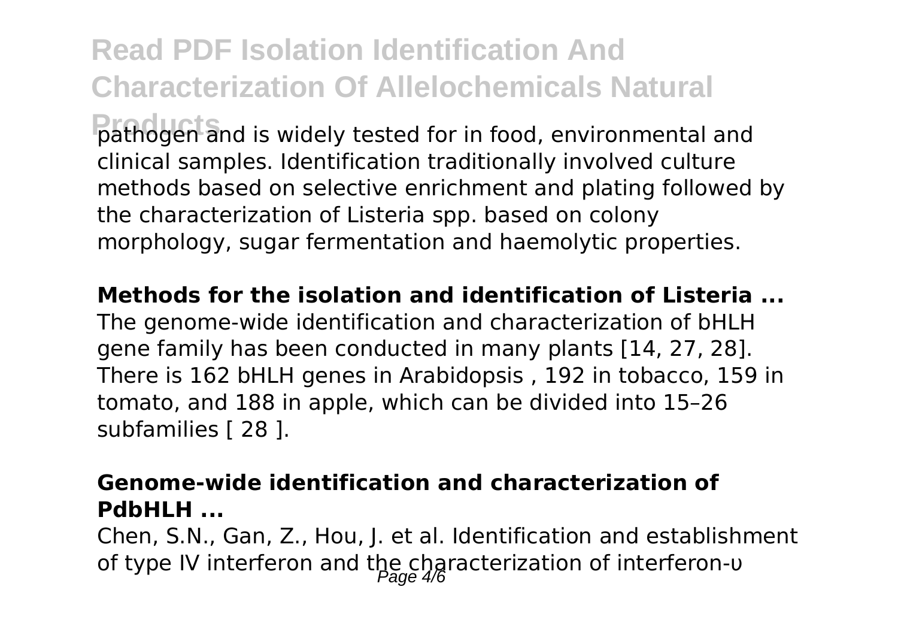pathogen and is widely tested for in food, environmental and clinical samples. Identification traditionally involved culture methods based on selective enrichment and plating followed by the characterization of Listeria spp. based on colony morphology, sugar fermentation and haemolytic properties.

**Methods for the isolation and identification of Listeria ...**

The genome-wide identification and characterization of bHLH gene family has been conducted in many plants [14, 27, 28]. There is 162 bHLH genes in Arabidopsis , 192 in tobacco, 159 in tomato, and 188 in apple, which can be divided into 15–26 subfamilies [ 28 ].

**Genome-wide identification and characterization of PdbHLH ...**

Chen, S.N., Gan, Z., Hou, J. et al. Identification and establishment of type IV interferon and the characterization of interferon-υ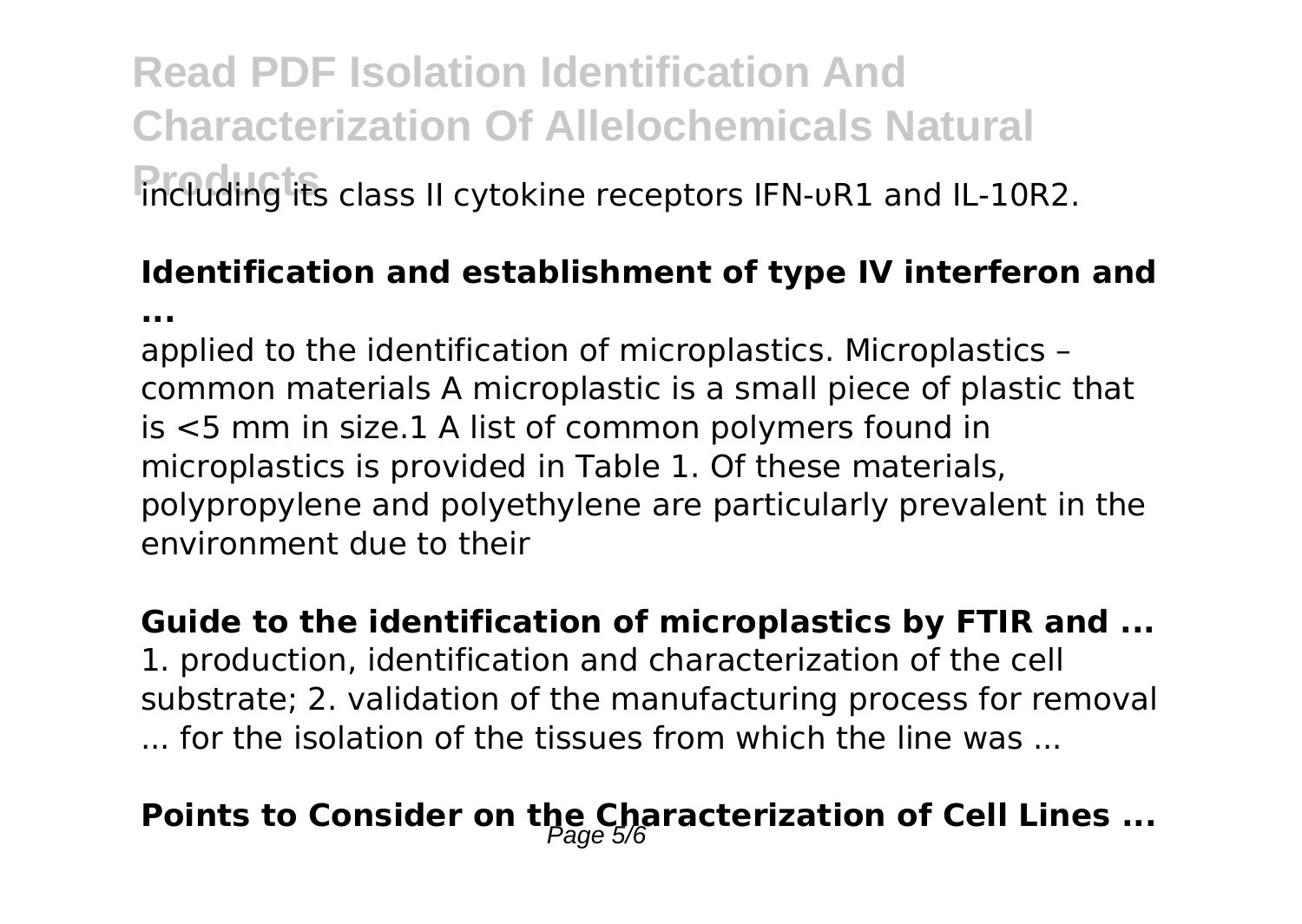including its class II cytokine receptors IFN-υR1 and IL-10R2.

**Identification and establishment of type IV interferon and ...**

applied to the identification of microplastics. Microplastics – common materials A microplastic is a small piece of plastic that is <5 mm in size.1 A list of common polymers found in microplastics is provided in Table 1. Of these materials, polypropylene and polyethylene are particularly prevalent in the environment due to their

**Guide to the identification of microplastics by FTIR and ...**

1. production, identification and characterization of the cell substrate; 2. validation of the manufacturing process for removal ... for the isolation of the tissues from which the line was ...

## Points to Consider on the Characterization of Cell Lines ...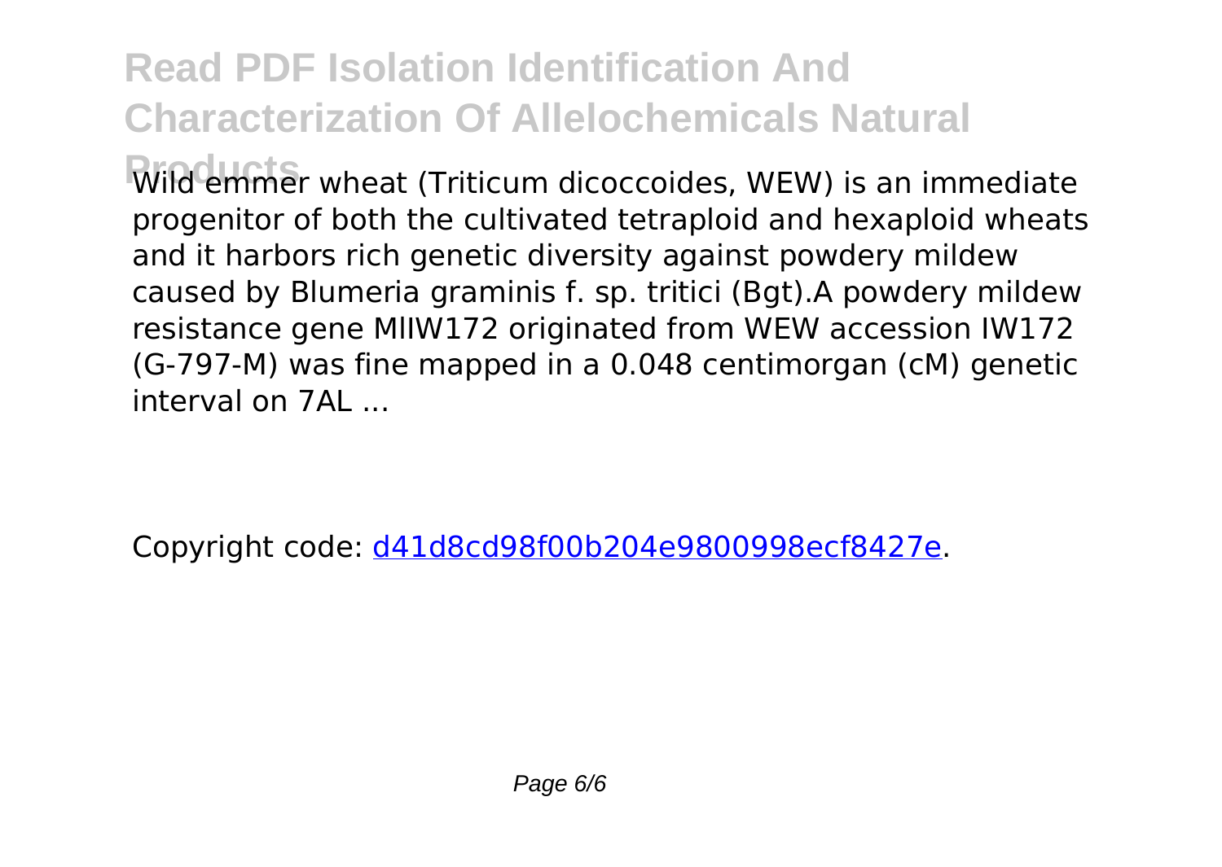Wild emmer wheat (Triticum dicoccoides, WEW) is an immediate progenitor of both the cultivated tetraploid and hexaploid wheats and it harbors rich genetic diversity against powdery mildew caused by Blumeria graminis f. sp. tritici (Bgt).A powdery mildew resistance gene MlIW172 originated from WEW accession IW172 (G-797-M) was fine mapped in a 0.048 centimorgan (cM) genetic interval on 7AL ...

Copyright code: d41d8cd98f00b204e9800998ecf8427e.